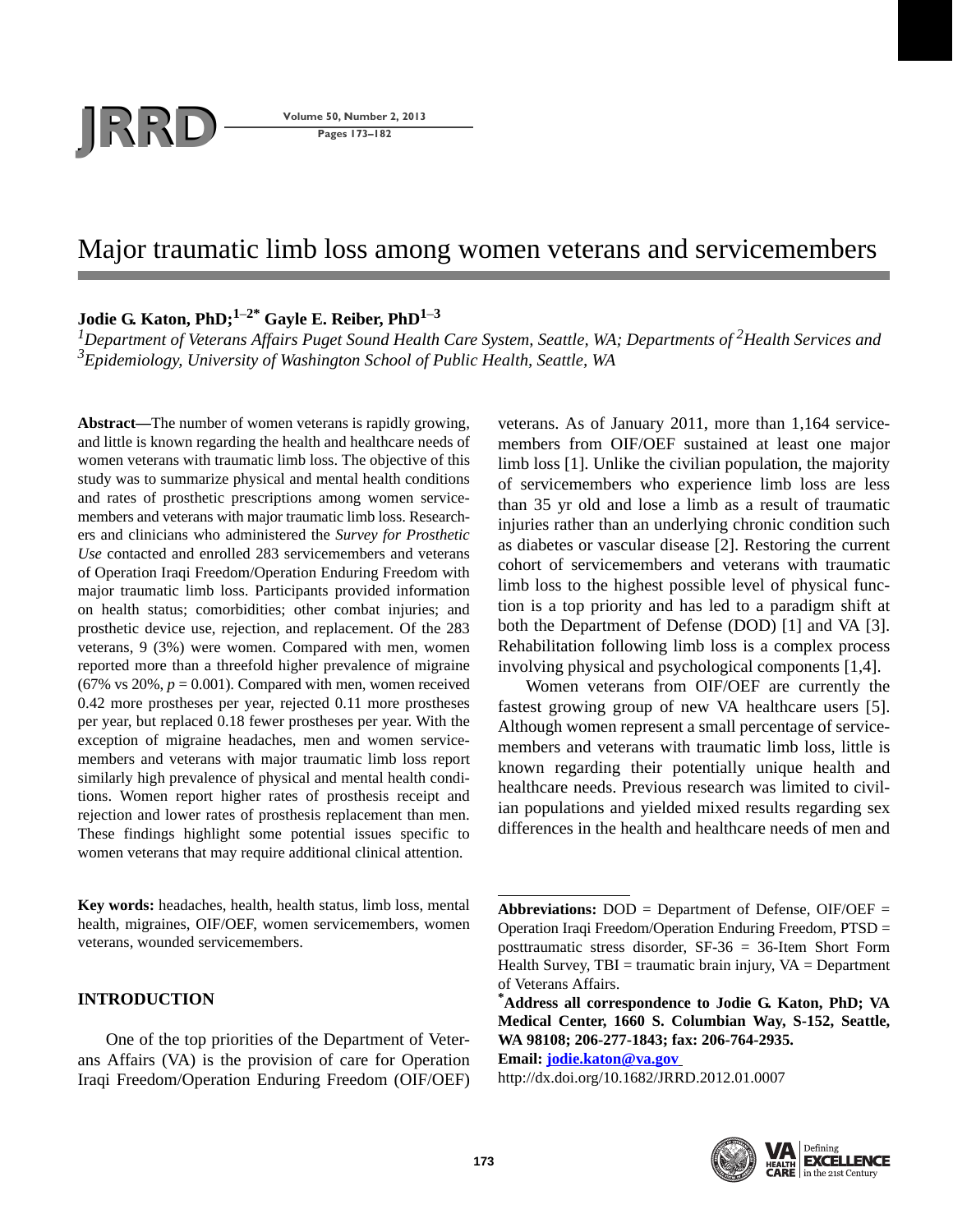# Major traumatic limb loss among women veterans and servicemembers

**Jodie G. Katon, PhD;[1–2*] Gayle E. Reiber, PhD[1–3]**

*[1]Department of Veterans Affairs Puget Sound Health Care System, Seattle, WA; Departments of [2]Health Services and [3]Epidemiology, University of Washington School of Public Health, Seattle, WA*

**Abstract—**The number of women veterans is rapidly growing, and little is known regarding the health and healthcare needs of women veterans with traumatic limb loss. The objective of this study was to summarize physical and mental health conditions and rates of prosthetic prescriptions among women servicemembers and veterans with major traumatic limb loss. Researchers and clinicians who administered the *Survey for Prosthetic Use* contacted and enrolled 283 servicemembers and veterans of Operation Iraqi Freedom/Operation Enduring Freedom with major traumatic limb loss. Participants provided information on health status; comorbidities; other combat injuries; and prosthetic device use, rejection, and replacement. Of the 283 veterans, 9 (3%) were women. Compared with men, women reported more than a threefold higher prevalence of migraine (67% vs 20%, $p = 0.001$). Compared with men, women received 0.42 more prostheses per year, rejected 0.11 more prostheses per year, but replaced 0.18 fewer prostheses per year. With the exception of migraine headaches, men and women servicemembers and veterans with major traumatic limb loss report similarly high prevalence of physical and mental health conditions. Women report higher rates of prosthesis receipt and rejection and lower rates of prosthesis replacement than men. These findings highlight some potential issues specific to women veterans that may require additional clinical attention.

**Key words:** headaches, health, health status, limb loss, mental health, migraines, OIF/OEF, women servicemembers, women veterans, wounded servicemembers.

## INTRODUCTION

One of the top priorities of the Department of Veterans Affairs (VA) is the provision of care for Operation Iraqi Freedom/Operation Enduring Freedom (OIF/OEF) veterans. As of January 2011, more than 1,164 servicemembers from OIF/OEF sustained at least one major limb loss [1]. Unlike the civilian population, the majority of servicemembers who experience limb loss are less than 35 yr old and lose a limb as a result of traumatic injuries rather than an underlying chronic condition such as diabetes or vascular disease [2]. Restoring the current cohort of servicemembers and veterans with traumatic limb loss to the highest possible level of physical function is a top priority and has led to a paradigm shift at both the Department of Defense (DOD) [1] and VA [3]. Rehabilitation following limb loss is a complex process involving physical and psychological components [1,4].

Women veterans from OIF/OEF are currently the fastest growing group of new VA healthcare users [5]. Although women represent a small percentage of servicemembers and veterans with traumatic limb loss, little is known regarding their potentially unique health and healthcare needs. Previous research was limited to civilian populations and yielded mixed results regarding sex differences in the health and healthcare needs of men and

---

**Abbreviations:** DOD = Department of Defense, OIF/OEF = Operation Iraqi Freedom/Operation Enduring Freedom, PTSD = posttraumatic stress disorder, SF-36 = 36-Item Short Form Health Survey, TBI = traumatic brain injury, VA = Department of Veterans Affairs.

**[*]Address all correspondence to Jodie G. Katon, PhD; VA Medical Center, 1660 S. Columbian Way, S-152, Seattle, WA 98108; 206-277-1843; fax: 206-764-2935. Email: jodie.katon@va.gov**

http://dx.doi.org/10.1682/JRRD.2012.01.0007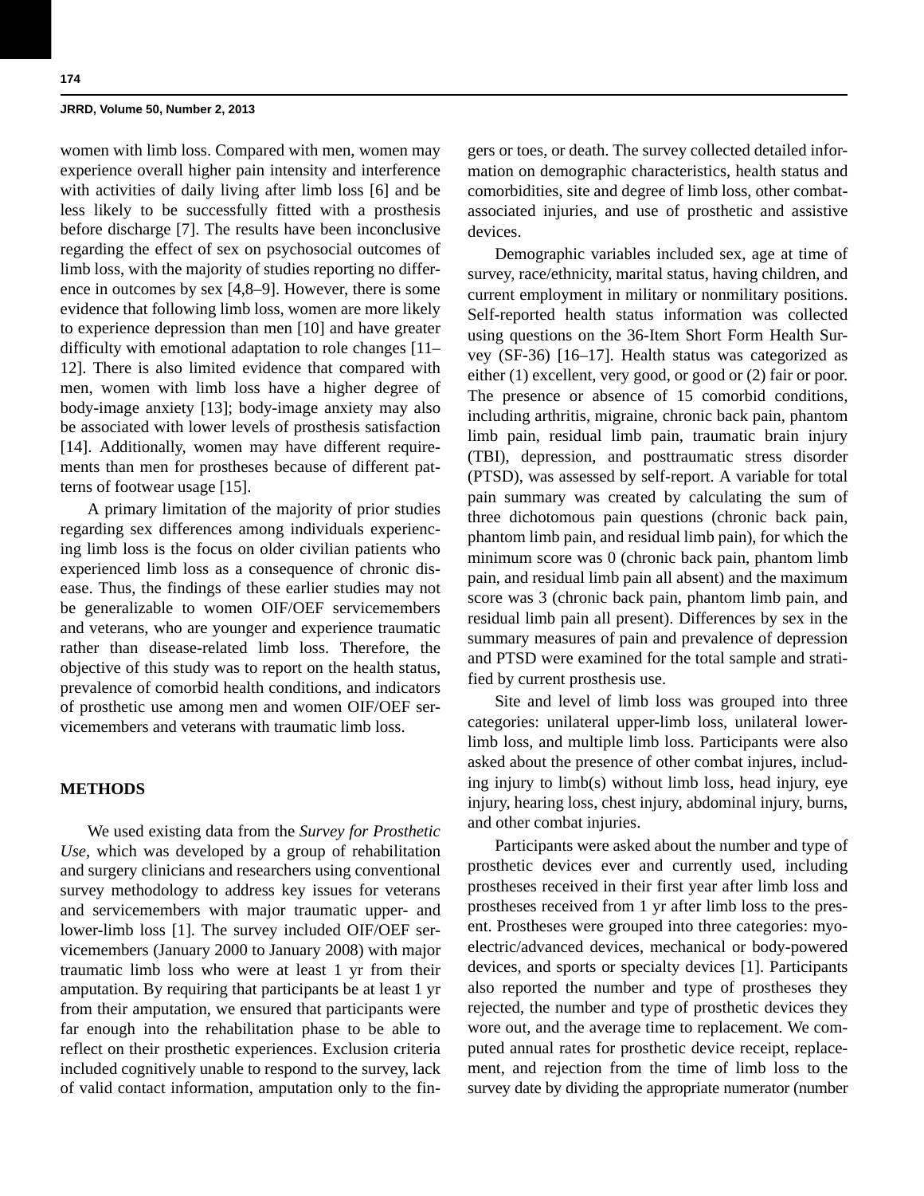women with limb loss. Compared with men, women may experience overall higher pain intensity and interference with activities of daily living after limb loss [6] and be less likely to be successfully fitted with a prosthesis before discharge [7]. The results have been inconclusive regarding the effect of sex on psychosocial outcomes of limb loss, with the majority of studies reporting no difference in outcomes by sex [4,8–9]. However, there is some evidence that following limb loss, women are more likely to experience depression than men [10] and have greater difficulty with emotional adaptation to role changes [11–12]. There is also limited evidence that compared with men, women with limb loss have a higher degree of body-image anxiety [13]; body-image anxiety may also be associated with lower levels of prosthesis satisfaction [14]. Additionally, women may have different requirements than men for prostheses because of different patterns of footwear usage [15].

A primary limitation of the majority of prior studies regarding sex differences among individuals experiencing limb loss is the focus on older civilian patients who experienced limb loss as a consequence of chronic disease. Thus, the findings of these earlier studies may not be generalizable to women OIF/OEF servicemembers and veterans, who are younger and experience traumatic rather than disease-related limb loss. Therefore, the objective of this study was to report on the health status, prevalence of comorbid health conditions, and indicators of prosthetic use among men and women OIF/OEF servicemembers and veterans with traumatic limb loss.

## METHODS

We used existing data from the *Survey for Prosthetic Use*, which was developed by a group of rehabilitation and surgery clinicians and researchers using conventional survey methodology to address key issues for veterans and servicemembers with major traumatic upper- and lower-limb loss [1]. The survey included OIF/OEF servicemembers (January 2000 to January 2008) with major traumatic limb loss who were at least 1 yr from their amputation. By requiring that participants be at least 1 yr from their amputation, we ensured that participants were far enough into the rehabilitation phase to be able to reflect on their prosthetic experiences. Exclusion criteria included cognitively unable to respond to the survey, lack of valid contact information, amputation only to the fingers or toes, or death. The survey collected detailed information on demographic characteristics, health status and comorbidities, site and degree of limb loss, other combat-associated injuries, and use of prosthetic and assistive devices.

Demographic variables included sex, age at time of survey, race/ethnicity, marital status, having children, and current employment in military or nonmilitary positions. Self-reported health status information was collected using questions on the 36-Item Short Form Health Survey (SF-36) [16–17]. Health status was categorized as either (1) excellent, very good, or good or (2) fair or poor. The presence or absence of 15 comorbid conditions, including arthritis, migraine, chronic back pain, phantom limb pain, residual limb pain, traumatic brain injury (TBI), depression, and posttraumatic stress disorder (PTSD), was assessed by self-report. A variable for total pain summary was created by calculating the sum of three dichotomous pain questions (chronic back pain, phantom limb pain, and residual limb pain), for which the minimum score was 0 (chronic back pain, phantom limb pain, and residual limb pain all absent) and the maximum score was 3 (chronic back pain, phantom limb pain, and residual limb pain all present). Differences by sex in the summary measures of pain and prevalence of depression and PTSD were examined for the total sample and stratified by current prosthesis use.

Site and level of limb loss was grouped into three categories: unilateral upper-limb loss, unilateral lower-limb loss, and multiple limb loss. Participants were also asked about the presence of other combat injures, including injury to limb(s) without limb loss, head injury, eye injury, hearing loss, chest injury, abdominal injury, burns, and other combat injuries.

Participants were asked about the number and type of prosthetic devices ever and currently used, including prostheses received in their first year after limb loss and prostheses received from 1 yr after limb loss to the present. Prostheses were grouped into three categories: myoelectric/advanced devices, mechanical or body-powered devices, and sports or specialty devices [1]. Participants also reported the number and type of prostheses they rejected, the number and type of prosthetic devices they wore out, and the average time to replacement. We computed annual rates for prosthetic device receipt, replacement, and rejection from the time of limb loss to the survey date by dividing the appropriate numerator (number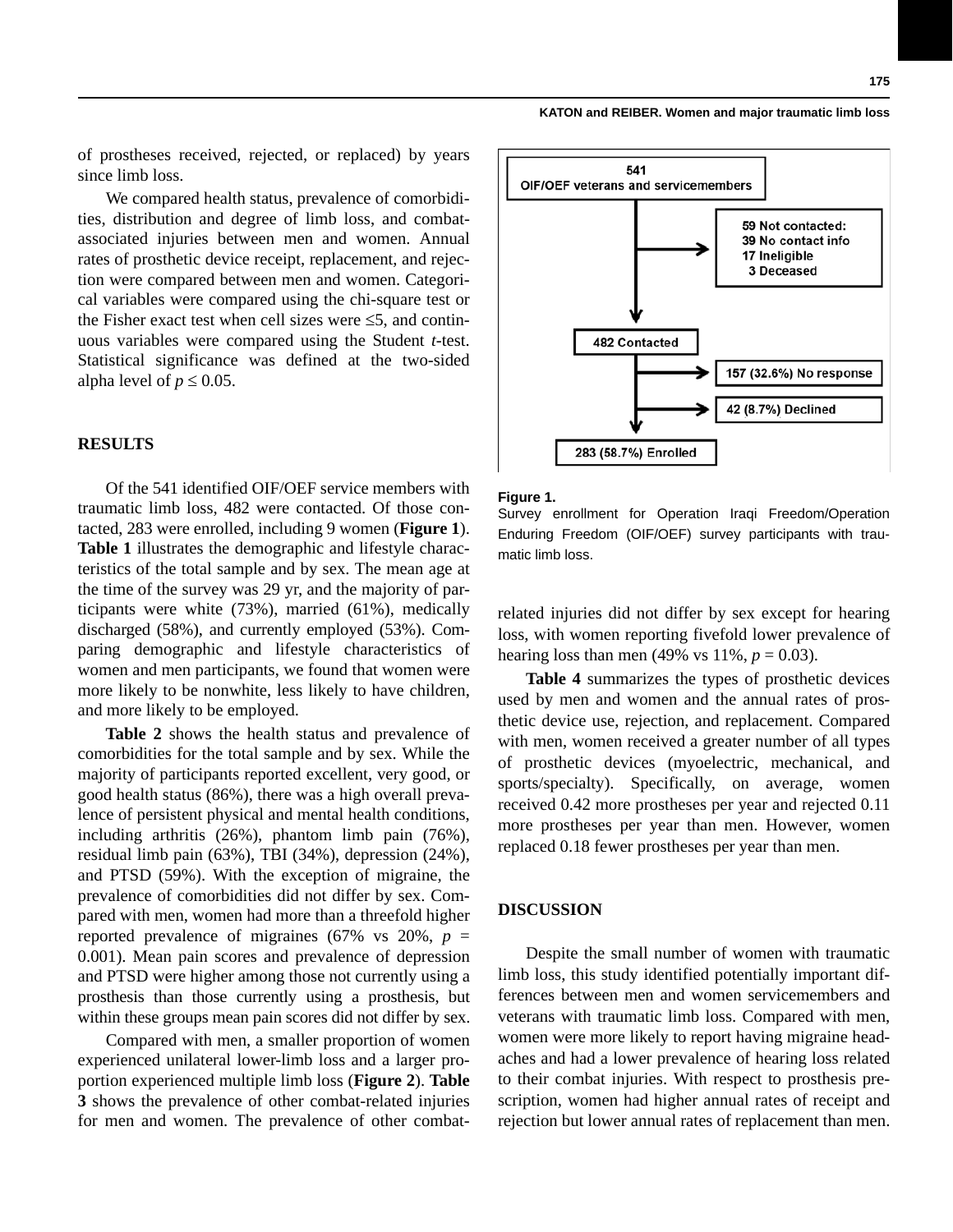of prostheses received, rejected, or replaced) by years since limb loss.

We compared health status, prevalence of comorbidities, distribution and degree of limb loss, and combat-associated injuries between men and women. Annual rates of prosthetic device receipt, replacement, and rejection were compared between men and women. Categorical variables were compared using the chi-square test or the Fisher exact test when cell sizes were ≤5, and continuous variables were compared using the Student *t*-test. Statistical significance was defined at the two-sided alpha level of $p \leq 0.05$.

## RESULTS

Of the 541 identified OIF/OEF service members with traumatic limb loss, 482 were contacted. Of those contacted, 283 were enrolled, including 9 women (**Figure 1**). **Table 1** illustrates the demographic and lifestyle characteristics of the total sample and by sex. The mean age at the time of the survey was 29 yr, and the majority of participants were white (73%), married (61%), medically discharged (58%), and currently employed (53%). Comparing demographic and lifestyle characteristics of women and men participants, we found that women were more likely to be nonwhite, less likely to have children, and more likely to be employed.

**Table 2** shows the health status and prevalence of comorbidities for the total sample and by sex. While the majority of participants reported excellent, very good, or good health status (86%), there was a high overall prevalence of persistent physical and mental health conditions, including arthritis (26%), phantom limb pain (76%), residual limb pain (63%), TBI (34%), depression (24%), and PTSD (59%). With the exception of migraine, the prevalence of comorbidities did not differ by sex. Compared with men, women had more than a threefold higher reported prevalence of migraines (67% vs 20%, $p = 0.001$). Mean pain scores and prevalence of depression and PTSD were higher among those not currently using a prosthesis than those currently using a prosthesis, but within these groups mean pain scores did not differ by sex.

Compared with men, a smaller proportion of women experienced unilateral lower-limb loss and a larger proportion experienced multiple limb loss (**Figure 2**). **Table 3** shows the prevalence of other combat-related injuries for men and women. The prevalence of other combat-related injuries did not differ by sex except for hearing loss, with women reporting fivefold lower prevalence of hearing loss than men (49% vs 11%, $p = 0.03$).

541 OIF/OEF veterans and servicemembers
→ 59 Not contacted: 39 No contact info, 17 Ineligible, 3 Deceased
482 Contacted
→ 157 (32.6%) No response
→ 42 (8.7%) Declined
283 (58.7%) Enrolled

**Figure 1.**
Survey enrollment for Operation Iraqi Freedom/Operation Enduring Freedom (OIF/OEF) survey participants with traumatic limb loss.

**Table 4** summarizes the types of prosthetic devices used by men and women and the annual rates of prosthetic device use, rejection, and replacement. Compared with men, women received a greater number of all types of prosthetic devices (myoelectric, mechanical, and sports/specialty). Specifically, on average, women received 0.42 more prostheses per year and rejected 0.11 more prostheses per year than men. However, women replaced 0.18 fewer prostheses per year than men.

## DISCUSSION

Despite the small number of women with traumatic limb loss, this study identified potentially important differences between men and women servicemembers and veterans with traumatic limb loss. Compared with men, women were more likely to report having migraine headaches and had a lower prevalence of hearing loss related to their combat injuries. With respect to prosthesis prescription, women had higher annual rates of receipt and rejection but lower annual rates of replacement than men.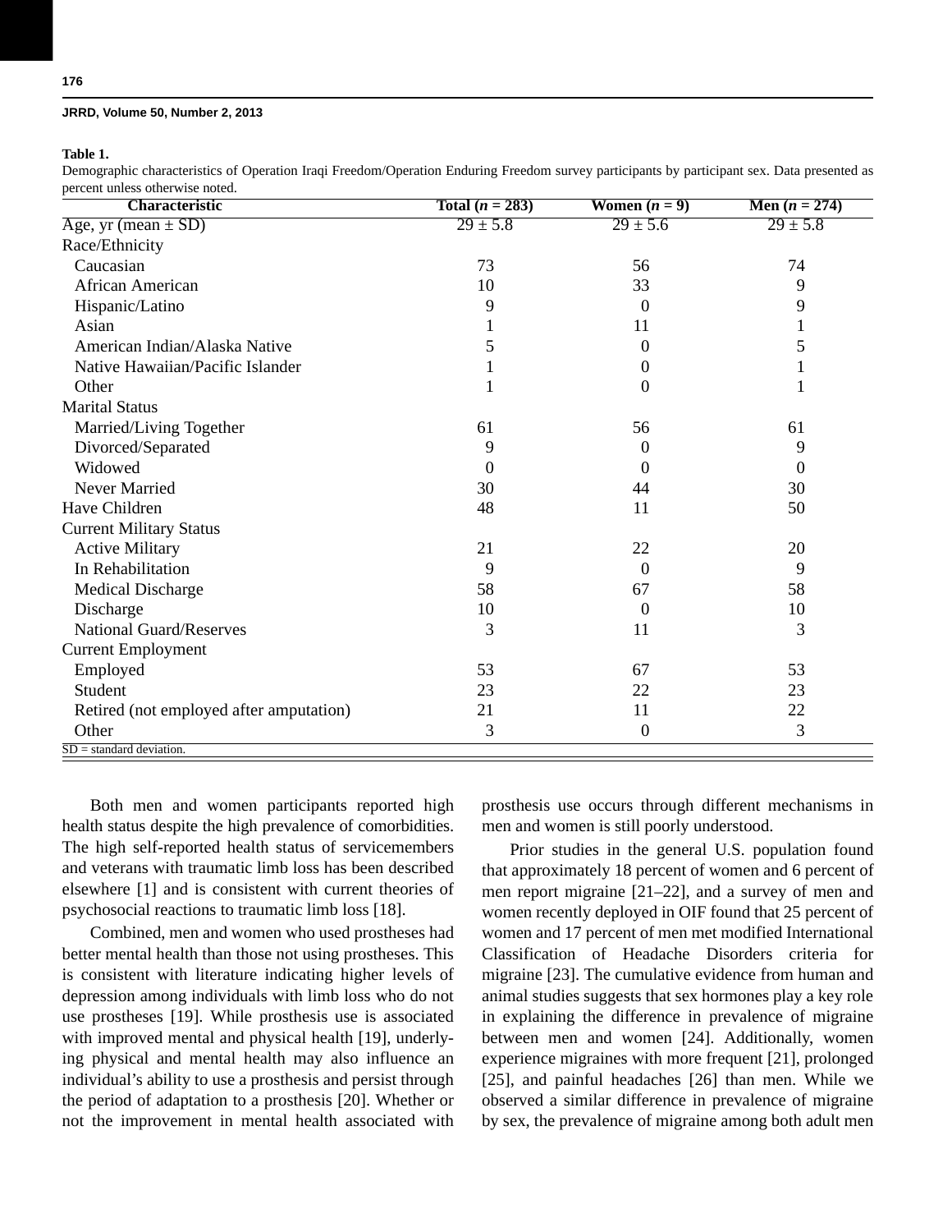**Table 1.**
Demographic characteristics of Operation Iraqi Freedom/Operation Enduring Freedom survey participants by participant sex. Data presented as percent unless otherwise noted.

| Characteristic | Total ($n$ = 283) | Women ($n$ = 9) | Men ($n$ = 274) |
|---|---|---|---|
| Age, yr (mean ± SD) | 29 ± 5.8 | 29 ± 5.6 | 29 ± 5.8 |
| Race/Ethnicity | | | |
| Caucasian | 73 | 56 | 74 |
| African American | 10 | 33 | 9 |
| Hispanic/Latino | 9 | 0 | 9 |
| Asian | 1 | 11 | 1 |
| American Indian/Alaska Native | 5 | 0 | 5 |
| Native Hawaiian/Pacific Islander | 1 | 0 | 1 |
| Other | 1 | 0 | 1 |
| Marital Status | | | |
| Married/Living Together | 61 | 56 | 61 |
| Divorced/Separated | 9 | 0 | 9 |
| Widowed | 0 | 0 | 0 |
| Never Married | 30 | 44 | 30 |
| Have Children | 48 | 11 | 50 |
| Current Military Status | | | |
| Active Military | 21 | 22 | 20 |
| In Rehabilitation | 9 | 0 | 9 |
| Medical Discharge | 58 | 67 | 58 |
| Discharge | 10 | 0 | 10 |
| National Guard/Reserves | 3 | 11 | 3 |
| Current Employment | | | |
| Employed | 53 | 67 | 53 |
| Student | 23 | 22 | 23 |
| Retired (not employed after amputation) | 21 | 11 | 22 |
| Other | 3 | 0 | 3 |

SD = standard deviation.

Both men and women participants reported high health status despite the high prevalence of comorbidities. The high self-reported health status of servicemembers and veterans with traumatic limb loss has been described elsewhere [1] and is consistent with current theories of psychosocial reactions to traumatic limb loss [18].

Combined, men and women who used prostheses had better mental health than those not using prostheses. This is consistent with literature indicating higher levels of depression among individuals with limb loss who do not use prostheses [19]. While prosthesis use is associated with improved mental and physical health [19], underlying physical and mental health may also influence an individual's ability to use a prosthesis and persist through the period of adaptation to a prosthesis [20]. Whether or not the improvement in mental health associated with prosthesis use occurs through different mechanisms in men and women is still poorly understood.

Prior studies in the general U.S. population found that approximately 18 percent of women and 6 percent of men report migraine [21–22], and a survey of men and women recently deployed in OIF found that 25 percent of women and 17 percent of men met modified International Classification of Headache Disorders criteria for migraine [23]. The cumulative evidence from human and animal studies suggests that sex hormones play a key role in explaining the difference in prevalence of migraine between men and women [24]. Additionally, women experience migraines with more frequent [21], prolonged [25], and painful headaches [26] than men. While we observed a similar difference in prevalence of migraine by sex, the prevalence of migraine among both adult men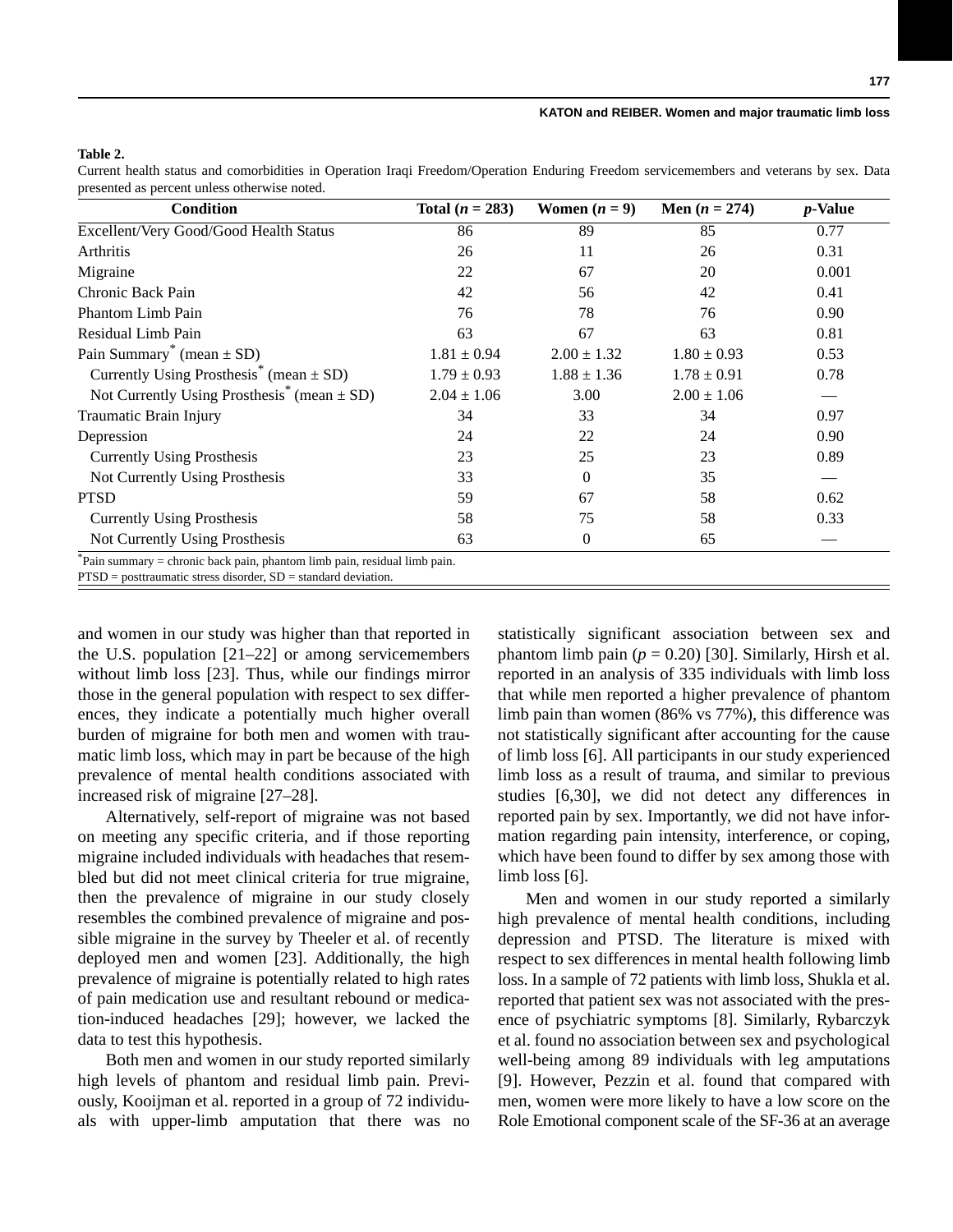**Table 2.**

Current health status and comorbidities in Operation Iraqi Freedom/Operation Enduring Freedom servicemembers and veterans by sex. Data presented as percent unless otherwise noted.

| Condition | Total ($n$ = 283) | Women ($n$ = 9) | Men ($n$ = 274) | $p$-Value |
|---|---|---|---|---|
| Excellent/Very Good/Good Health Status | 86 | 89 | 85 | 0.77 |
| Arthritis | 26 | 11 | 26 | 0.31 |
| Migraine | 22 | 67 | 20 | 0.001 |
| Chronic Back Pain | 42 | 56 | 42 | 0.41 |
| Phantom Limb Pain | 76 | 78 | 76 | 0.90 |
| Residual Limb Pain | 63 | 67 | 63 | 0.81 |
| Pain Summary* (mean ± SD) | 1.81 ± 0.94 | 2.00 ± 1.32 | 1.80 ± 0.93 | 0.53 |
| Currently Using Prosthesis* (mean ± SD) | 1.79 ± 0.93 | 1.88 ± 1.36 | 1.78 ± 0.91 | 0.78 |
| Not Currently Using Prosthesis* (mean ± SD) | 2.04 ± 1.06 | 3.00 | 2.00 ± 1.06 | — |
| Traumatic Brain Injury | 34 | 33 | 34 | 0.97 |
| Depression | 24 | 22 | 24 | 0.90 |
| Currently Using Prosthesis | 23 | 25 | 23 | 0.89 |
| Not Currently Using Prosthesis | 33 | 0 | 35 | — |
| PTSD | 59 | 67 | 58 | 0.62 |
| Currently Using Prosthesis | 58 | 75 | 58 | 0.33 |
| Not Currently Using Prosthesis | 63 | 0 | 65 | — |

*Pain summary = chronic back pain, phantom limb pain, residual limb pain.
PTSD = posttraumatic stress disorder, SD = standard deviation.

and women in our study was higher than that reported in the U.S. population [21–22] or among servicemembers without limb loss [23]. Thus, while our findings mirror those in the general population with respect to sex differences, they indicate a potentially much higher overall burden of migraine for both men and women with traumatic limb loss, which may in part be because of the high prevalence of mental health conditions associated with increased risk of migraine [27–28].

Alternatively, self-report of migraine was not based on meeting any specific criteria, and if those reporting migraine included individuals with headaches that resembled but did not meet clinical criteria for true migraine, then the prevalence of migraine in our study closely resembles the combined prevalence of migraine and possible migraine in the survey by Theeler et al. of recently deployed men and women [23]. Additionally, the high prevalence of migraine is potentially related to high rates of pain medication use and resultant rebound or medication-induced headaches [29]; however, we lacked the data to test this hypothesis.

Both men and women in our study reported similarly high levels of phantom and residual limb pain. Previously, Kooijman et al. reported in a group of 72 individuals with upper-limb amputation that there was no statistically significant association between sex and phantom limb pain ($p$ = 0.20) [30]. Similarly, Hirsh et al. reported in an analysis of 335 individuals with limb loss that while men reported a higher prevalence of phantom limb pain than women (86% vs 77%), this difference was not statistically significant after accounting for the cause of limb loss [6]. All participants in our study experienced limb loss as a result of trauma, and similar to previous studies [6,30], we did not detect any differences in reported pain by sex. Importantly, we did not have information regarding pain intensity, interference, or coping, which have been found to differ by sex among those with limb loss [6].

Men and women in our study reported a similarly high prevalence of mental health conditions, including depression and PTSD. The literature is mixed with respect to sex differences in mental health following limb loss. In a sample of 72 patients with limb loss, Shukla et al. reported that patient sex was not associated with the presence of psychiatric symptoms [8]. Similarly, Rybarczyk et al. found no association between sex and psychological well-being among 89 individuals with leg amputations [9]. However, Pezzin et al. found that compared with men, women were more likely to have a low score on the Role Emotional component scale of the SF-36 at an average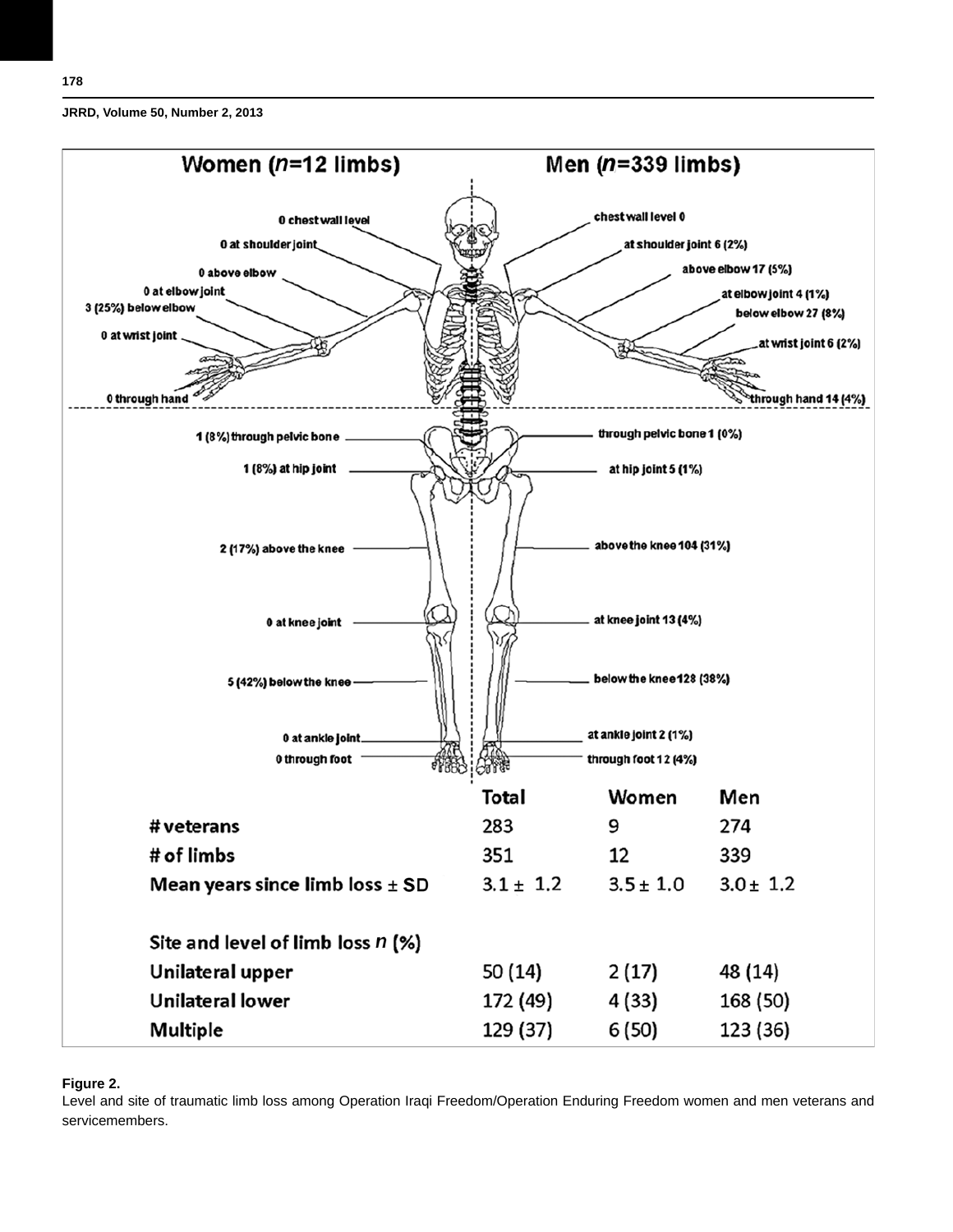| | Women ($n$=12 limbs) | Men ($n$=339 limbs) |
|---|---|---|
| chest wall level | 0 | 0 |
| at shoulder joint | 0 | 6 (2%) |
| above elbow | 0 | 17 (5%) |
| at elbow joint | 0 | 4 (1%) |
| below elbow | 3 (25%) | 27 (8%) |
| at wrist joint | 0 | 6 (2%) |
| through hand | 0 | 14 (4%) |
| through pelvic bone | 1 (8%) | 1 (0%) |
| at hip joint | 1 (8%) | 5 (1%) |
| above the knee | 2 (17%) | 104 (31%) |
| at knee joint | 0 | 13 (4%) |
| below the knee | 5 (42%) | 128 (38%) |
| at ankle joint | 0 | 2 (1%) |
| through foot | 0 | 12 (4%) |

| | Total | Women | Men |
|---|---|---|---|
| # veterans | 283 | 9 | 274 |
| # of limbs | 351 | 12 | 339 |
| Mean years since limb loss ± SD | 3.1 ± 1.2 | 3.5 ± 1.0 | 3.0 ± 1.2 |
| Site and level of limb loss $n$ (%) | | | |
| Unilateral upper | 50 (14) | 2 (17) | 48 (14) |
| Unilateral lower | 172 (49) | 4 (33) | 168 (50) |
| Multiple | 129 (37) | 6 (50) | 123 (36) |

**Figure 2.**
Level and site of traumatic limb loss among Operation Iraqi Freedom/Operation Enduring Freedom women and men veterans and servicemembers.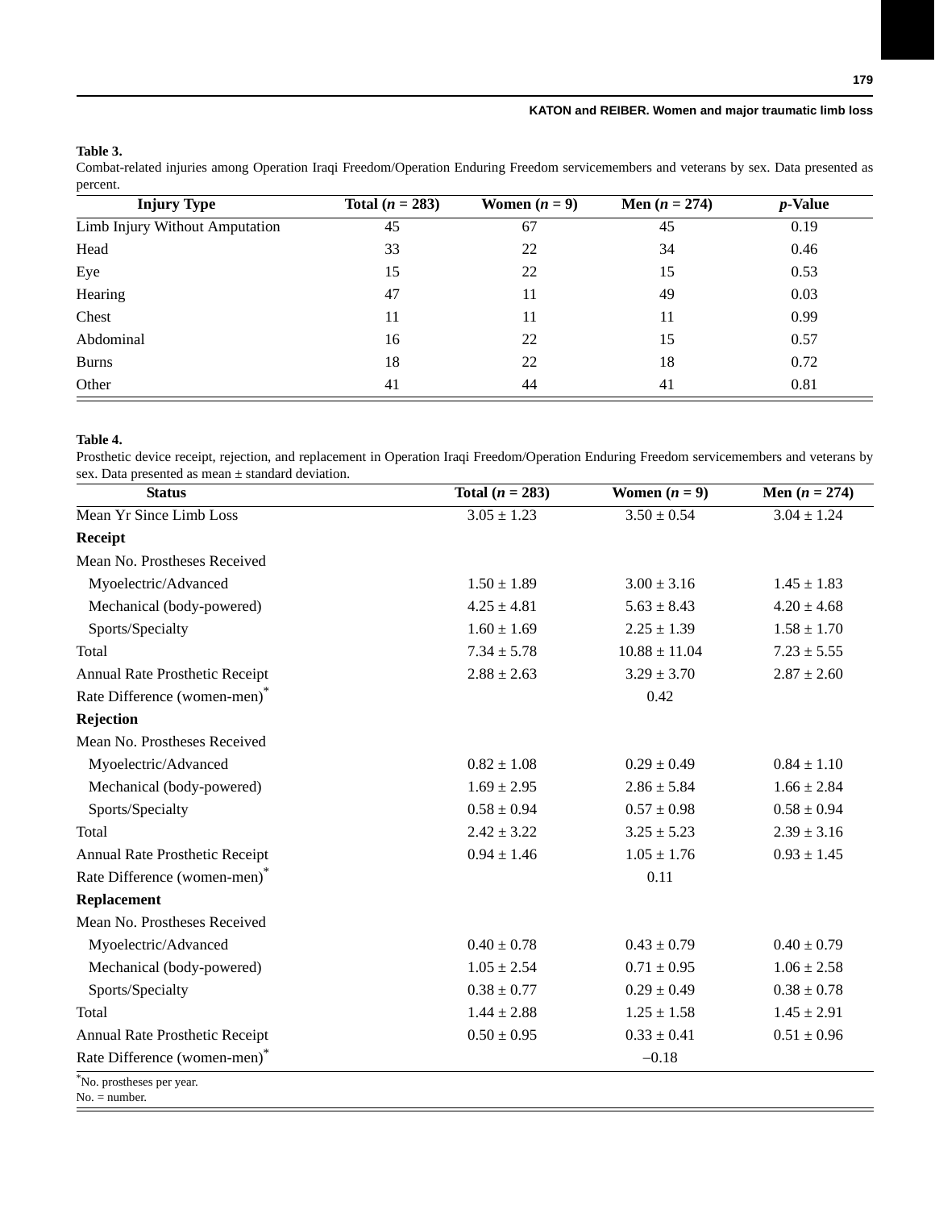**Table 3.**

Combat-related injuries among Operation Iraqi Freedom/Operation Enduring Freedom servicemembers and veterans by sex. Data presented as percent.

| Injury Type | Total (*n* = 283) | Women (*n* = 9) | Men (*n* = 274) | *p*-Value |
|---|---|---|---|---|
| Limb Injury Without Amputation | 45 | 67 | 45 | 0.19 |
| Head | 33 | 22 | 34 | 0.46 |
| Eye | 15 | 22 | 15 | 0.53 |
| Hearing | 47 | 11 | 49 | 0.03 |
| Chest | 11 | 11 | 11 | 0.99 |
| Abdominal | 16 | 22 | 15 | 0.57 |
| Burns | 18 | 22 | 18 | 0.72 |
| Other | 41 | 44 | 41 | 0.81 |

**Table 4.**

Prosthetic device receipt, rejection, and replacement in Operation Iraqi Freedom/Operation Enduring Freedom servicemembers and veterans by sex. Data presented as mean ± standard deviation.

| Status | Total (*n* = 283) | Women (*n* = 9) | Men (*n* = 274) |
|---|---|---|---|
| Mean Yr Since Limb Loss | 3.05 ± 1.23 | 3.50 ± 0.54 | 3.04 ± 1.24 |
| **Receipt** | | | |
| Mean No. Prostheses Received | | | |
| Myoelectric/Advanced | 1.50 ± 1.89 | 3.00 ± 3.16 | 1.45 ± 1.83 |
| Mechanical (body-powered) | 4.25 ± 4.81 | 5.63 ± 8.43 | 4.20 ± 4.68 |
| Sports/Specialty | 1.60 ± 1.69 | 2.25 ± 1.39 | 1.58 ± 1.70 |
| Total | 7.34 ± 5.78 | 10.88 ± 11.04 | 7.23 ± 5.55 |
| Annual Rate Prosthetic Receipt | 2.88 ± 2.63 | 3.29 ± 3.70 | 2.87 ± 2.60 |
| Rate Difference (women-men)* | | 0.42 | |
| **Rejection** | | | |
| Mean No. Prostheses Received | | | |
| Myoelectric/Advanced | 0.82 ± 1.08 | 0.29 ± 0.49 | 0.84 ± 1.10 |
| Mechanical (body-powered) | 1.69 ± 2.95 | 2.86 ± 5.84 | 1.66 ± 2.84 |
| Sports/Specialty | 0.58 ± 0.94 | 0.57 ± 0.98 | 0.58 ± 0.94 |
| Total | 2.42 ± 3.22 | 3.25 ± 5.23 | 2.39 ± 3.16 |
| Annual Rate Prosthetic Receipt | 0.94 ± 1.46 | 1.05 ± 1.76 | 0.93 ± 1.45 |
| Rate Difference (women-men)* | | 0.11 | |
| **Replacement** | | | |
| Mean No. Prostheses Received | | | |
| Myoelectric/Advanced | 0.40 ± 0.78 | 0.43 ± 0.79 | 0.40 ± 0.79 |
| Mechanical (body-powered) | 1.05 ± 2.54 | 0.71 ± 0.95 | 1.06 ± 2.58 |
| Sports/Specialty | 0.38 ± 0.77 | 0.29 ± 0.49 | 0.38 ± 0.78 |
| Total | 1.44 ± 2.88 | 1.25 ± 1.58 | 1.45 ± 2.91 |
| Annual Rate Prosthetic Receipt | 0.50 ± 0.95 | 0.33 ± 0.41 | 0.51 ± 0.96 |
| Rate Difference (women-men)* | | –0.18 | |

*No. prostheses per year.
No. = number.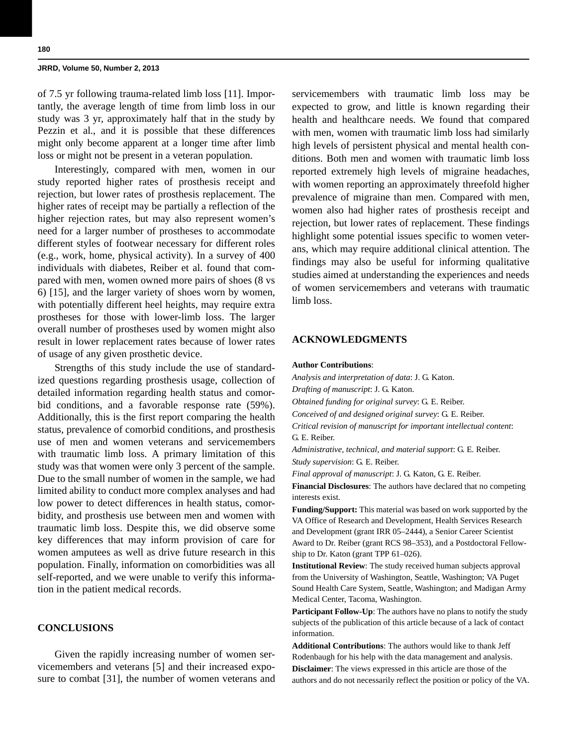of 7.5 yr following trauma-related limb loss [11]. Importantly, the average length of time from limb loss in our study was 3 yr, approximately half that in the study by Pezzin et al., and it is possible that these differences might only become apparent at a longer time after limb loss or might not be present in a veteran population.

Interestingly, compared with men, women in our study reported higher rates of prosthesis receipt and rejection, but lower rates of prosthesis replacement. The higher rates of receipt may be partially a reflection of the higher rejection rates, but may also represent women's need for a larger number of prostheses to accommodate different styles of footwear necessary for different roles (e.g., work, home, physical activity). In a survey of 400 individuals with diabetes, Reiber et al. found that compared with men, women owned more pairs of shoes (8 vs 6) [15], and the larger variety of shoes worn by women, with potentially different heel heights, may require extra prostheses for those with lower-limb loss. The larger overall number of prostheses used by women might also result in lower replacement rates because of lower rates of usage of any given prosthetic device.

Strengths of this study include the use of standardized questions regarding prosthesis usage, collection of detailed information regarding health status and comorbid conditions, and a favorable response rate (59%). Additionally, this is the first report comparing the health status, prevalence of comorbid conditions, and prosthesis use of men and women veterans and servicemembers with traumatic limb loss. A primary limitation of this study was that women were only 3 percent of the sample. Due to the small number of women in the sample, we had limited ability to conduct more complex analyses and had low power to detect differences in health status, comorbidity, and prosthesis use between men and women with traumatic limb loss. Despite this, we did observe some key differences that may inform provision of care for women amputees as well as drive future research in this population. Finally, information on comorbidities was all self-reported, and we were unable to verify this information in the patient medical records.

## CONCLUSIONS

Given the rapidly increasing number of women servicemembers and veterans [5] and their increased exposure to combat [31], the number of women veterans and servicemembers with traumatic limb loss may be expected to grow, and little is known regarding their health and healthcare needs. We found that compared with men, women with traumatic limb loss had similarly high levels of persistent physical and mental health conditions. Both men and women with traumatic limb loss reported extremely high levels of migraine headaches, with women reporting an approximately threefold higher prevalence of migraine than men. Compared with men, women also had higher rates of prosthesis receipt and rejection, but lower rates of replacement. These findings highlight some potential issues specific to women veterans, which may require additional clinical attention. The findings may also be useful for informing qualitative studies aimed at understanding the experiences and needs of women servicemembers and veterans with traumatic limb loss.

## ACKNOWLEDGMENTS

**Author Contributions**:

*Analysis and interpretation of data*: J. G. Katon.

*Drafting of manuscript*: J. G. Katon.

*Obtained funding for original survey*: G. E. Reiber.

*Conceived of and designed original survey*: G. E. Reiber.

*Critical revision of manuscript for important intellectual content*: G. E. Reiber.

*Administrative, technical, and material support*: G. E. Reiber.

*Study supervision*: G. E. Reiber.

*Final approval of manuscript*: J. G. Katon, G. E. Reiber.

**Financial Disclosures**: The authors have declared that no competing interests exist.

**Funding/Support:** This material was based on work supported by the VA Office of Research and Development, Health Services Research and Development (grant IRR 05–2444), a Senior Career Scientist Award to Dr. Reiber (grant RCS 98–353), and a Postdoctoral Fellowship to Dr. Katon (grant TPP 61–026).

**Institutional Review**: The study received human subjects approval from the University of Washington, Seattle, Washington; VA Puget Sound Health Care System, Seattle, Washington; and Madigan Army Medical Center, Tacoma, Washington.

**Participant Follow-Up**: The authors have no plans to notify the study subjects of the publication of this article because of a lack of contact information.

**Additional Contributions**: The authors would like to thank Jeff Rodenbaugh for his help with the data management and analysis.

**Disclaimer**: The views expressed in this article are those of the authors and do not necessarily reflect the position or policy of the VA.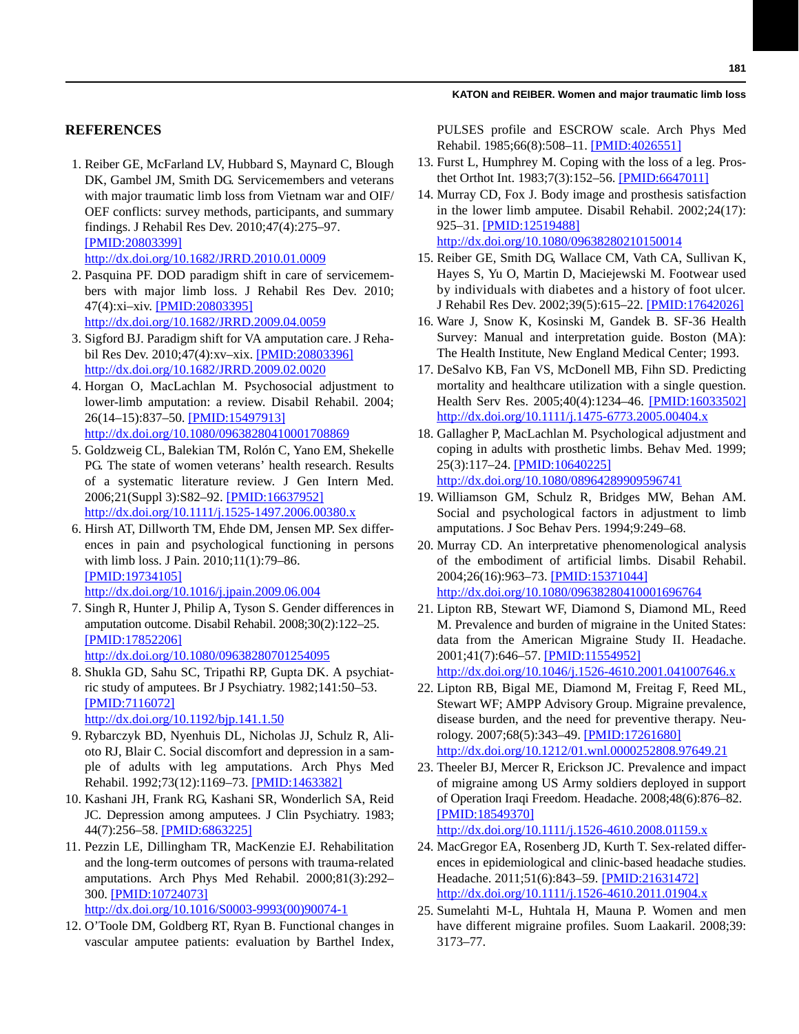## REFERENCES

1. Reiber GE, McFarland LV, Hubbard S, Maynard C, Blough DK, Gambel JM, Smith DG. Servicemembers and veterans with major traumatic limb loss from Vietnam war and OIF/OEF conflicts: survey methods, participants, and summary findings. J Rehabil Res Dev. 2010;47(4):275–97. [PMID:20803399] http://dx.doi.org/10.1682/JRRD.2010.01.0009
2. Pasquina PF. DOD paradigm shift in care of servicemembers with major limb loss. J Rehabil Res Dev. 2010; 47(4):xi–xiv. [PMID:20803395] http://dx.doi.org/10.1682/JRRD.2009.04.0059
3. Sigford BJ. Paradigm shift for VA amputation care. J Rehabil Res Dev. 2010;47(4):xv–xix. [PMID:20803396] http://dx.doi.org/10.1682/JRRD.2009.02.0020
4. Horgan O, MacLachlan M. Psychosocial adjustment to lower-limb amputation: a review. Disabil Rehabil. 2004; 26(14–15):837–50. [PMID:15497913] http://dx.doi.org/10.1080/09638280410001708869
5. Goldzweig CL, Balekian TM, Rolón C, Yano EM, Shekelle PG. The state of women veterans' health research. Results of a systematic literature review. J Gen Intern Med. 2006;21(Suppl 3):S82–92. [PMID:16637952] http://dx.doi.org/10.1111/j.1525-1497.2006.00380.x
6. Hirsh AT, Dillworth TM, Ehde DM, Jensen MP. Sex differences in pain and psychological functioning in persons with limb loss. J Pain. 2010;11(1):79–86. [PMID:19734105] http://dx.doi.org/10.1016/j.jpain.2009.06.004
7. Singh R, Hunter J, Philip A, Tyson S. Gender differences in amputation outcome. Disabil Rehabil. 2008;30(2):122–25. [PMID:17852206] http://dx.doi.org/10.1080/09638280701254095
8. Shukla GD, Sahu SC, Tripathi RP, Gupta DK. A psychiatric study of amputees. Br J Psychiatry. 1982;141:50–53. [PMID:7116072] http://dx.doi.org/10.1192/bjp.141.1.50
9. Rybarczyk BD, Nyenhuis DL, Nicholas JJ, Schulz R, Alioto RJ, Blair C. Social discomfort and depression in a sample of adults with leg amputations. Arch Phys Med Rehabil. 1992;73(12):1169–73. [PMID:1463382]
10. Kashani JH, Frank RG, Kashani SR, Wonderlich SA, Reid JC. Depression among amputees. J Clin Psychiatry. 1983; 44(7):256–58. [PMID:6863225]
11. Pezzin LE, Dillingham TR, MacKenzie EJ. Rehabilitation and the long-term outcomes of persons with trauma-related amputations. Arch Phys Med Rehabil. 2000;81(3):292–300. [PMID:10724073] http://dx.doi.org/10.1016/S0003-9993(00)90074-1
12. O'Toole DM, Goldberg RT, Ryan B. Functional changes in vascular amputee patients: evaluation by Barthel Index, PULSES profile and ESCROW scale. Arch Phys Med Rehabil. 1985;66(8):508–11. [PMID:4026551]
13. Furst L, Humphrey M. Coping with the loss of a leg. Prosthet Orthot Int. 1983;7(3):152–56. [PMID:6647011]
14. Murray CD, Fox J. Body image and prosthesis satisfaction in the lower limb amputee. Disabil Rehabil. 2002;24(17): 925–31. [PMID:12519488] http://dx.doi.org/10.1080/09638280210150014
15. Reiber GE, Smith DG, Wallace CM, Vath CA, Sullivan K, Hayes S, Yu O, Martin D, Maciejewski M. Footwear used by individuals with diabetes and a history of foot ulcer. J Rehabil Res Dev. 2002;39(5):615–22. [PMID:17642026]
16. Ware J, Snow K, Kosinski M, Gandek B. SF-36 Health Survey: Manual and interpretation guide. Boston (MA): The Health Institute, New England Medical Center; 1993.
17. DeSalvo KB, Fan VS, McDonell MB, Fihn SD. Predicting mortality and healthcare utilization with a single question. Health Serv Res. 2005;40(4):1234–46. [PMID:16033502] http://dx.doi.org/10.1111/j.1475-6773.2005.00404.x
18. Gallagher P, MacLachlan M. Psychological adjustment and coping in adults with prosthetic limbs. Behav Med. 1999; 25(3):117–24. [PMID:10640225] http://dx.doi.org/10.1080/08964289909596741
19. Williamson GM, Schulz R, Bridges MW, Behan AM. Social and psychological factors in adjustment to limb amputations. J Soc Behav Pers. 1994;9:249–68.
20. Murray CD. An interpretative phenomenological analysis of the embodiment of artificial limbs. Disabil Rehabil. 2004;26(16):963–73. [PMID:15371044] http://dx.doi.org/10.1080/09638280410001696764
21. Lipton RB, Stewart WF, Diamond S, Diamond ML, Reed M. Prevalence and burden of migraine in the United States: data from the American Migraine Study II. Headache. 2001;41(7):646–57. [PMID:11554952] http://dx.doi.org/10.1046/j.1526-4610.2001.041007646.x
22. Lipton RB, Bigal ME, Diamond M, Freitag F, Reed ML, Stewart WF; AMPP Advisory Group. Migraine prevalence, disease burden, and the need for preventive therapy. Neurology. 2007;68(5):343–49. [PMID:17261680] http://dx.doi.org/10.1212/01.wnl.0000252808.97649.21
23. Theeler BJ, Mercer R, Erickson JC. Prevalence and impact of migraine among US Army soldiers deployed in support of Operation Iraqi Freedom. Headache. 2008;48(6):876–82. [PMID:18549370] http://dx.doi.org/10.1111/j.1526-4610.2008.01159.x
24. MacGregor EA, Rosenberg JD, Kurth T. Sex-related differences in epidemiological and clinic-based headache studies. Headache. 2011;51(6):843–59. [PMID:21631472] http://dx.doi.org/10.1111/j.1526-4610.2011.01904.x
25. Sumelahti M-L, Huhtala H, Mauna P. Women and men have different migraine profiles. Suom Laakaril. 2008;39: 3173–77.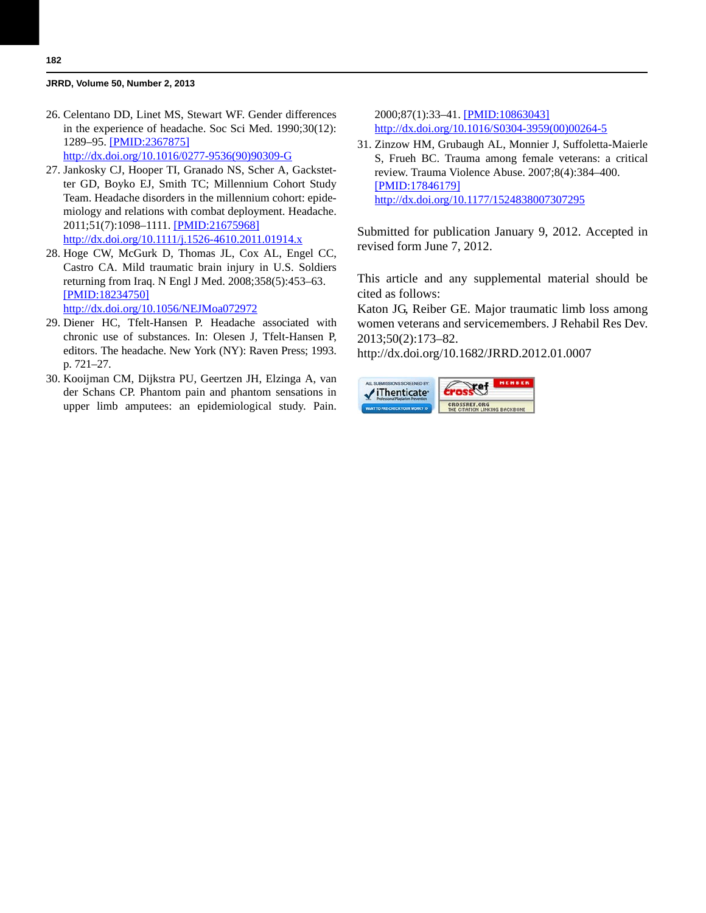26. Celentano DD, Linet MS, Stewart WF. Gender differences in the experience of headache. Soc Sci Med. 1990;30(12): 1289–95. [PMID:2367875]
http://dx.doi.org/10.1016/0277-9536(90)90309-G
27. Jankosky CJ, Hooper TI, Granado NS, Scher A, Gackstetter GD, Boyko EJ, Smith TC; Millennium Cohort Study Team. Headache disorders in the millennium cohort: epidemiology and relations with combat deployment. Headache. 2011;51(7):1098–1111. [PMID:21675968]
http://dx.doi.org/10.1111/j.1526-4610.2011.01914.x
28. Hoge CW, McGurk D, Thomas JL, Cox AL, Engel CC, Castro CA. Mild traumatic brain injury in U.S. Soldiers returning from Iraq. N Engl J Med. 2008;358(5):453–63. [PMID:18234750]
http://dx.doi.org/10.1056/NEJMoa072972
29. Diener HC, Tfelt-Hansen P. Headache associated with chronic use of substances. In: Olesen J, Tfelt-Hansen P, editors. The headache. New York (NY): Raven Press; 1993. p. 721–27.
30. Kooijman CM, Dijkstra PU, Geertzen JH, Elzinga A, van der Schans CP. Phantom pain and phantom sensations in upper limb amputees: an epidemiological study. Pain. 2000;87(1):33–41. [PMID:10863043]
http://dx.doi.org/10.1016/S0304-3959(00)00264-5
31. Zinzow HM, Grubaugh AL, Monnier J, Suffoletta-Maierle S, Frueh BC. Trauma among female veterans: a critical review. Trauma Violence Abuse. 2007;8(4):384–400. [PMID:17846179]
http://dx.doi.org/10.1177/1524838007307295

Submitted for publication January 9, 2012. Accepted in revised form June 7, 2012.

This article and any supplemental material should be cited as follows:
Katon JG, Reiber GE. Major traumatic limb loss among women veterans and servicemembers. J Rehabil Res Dev. 2013;50(2):173–82.
http://dx.doi.org/10.1682/JRRD.2012.01.0007